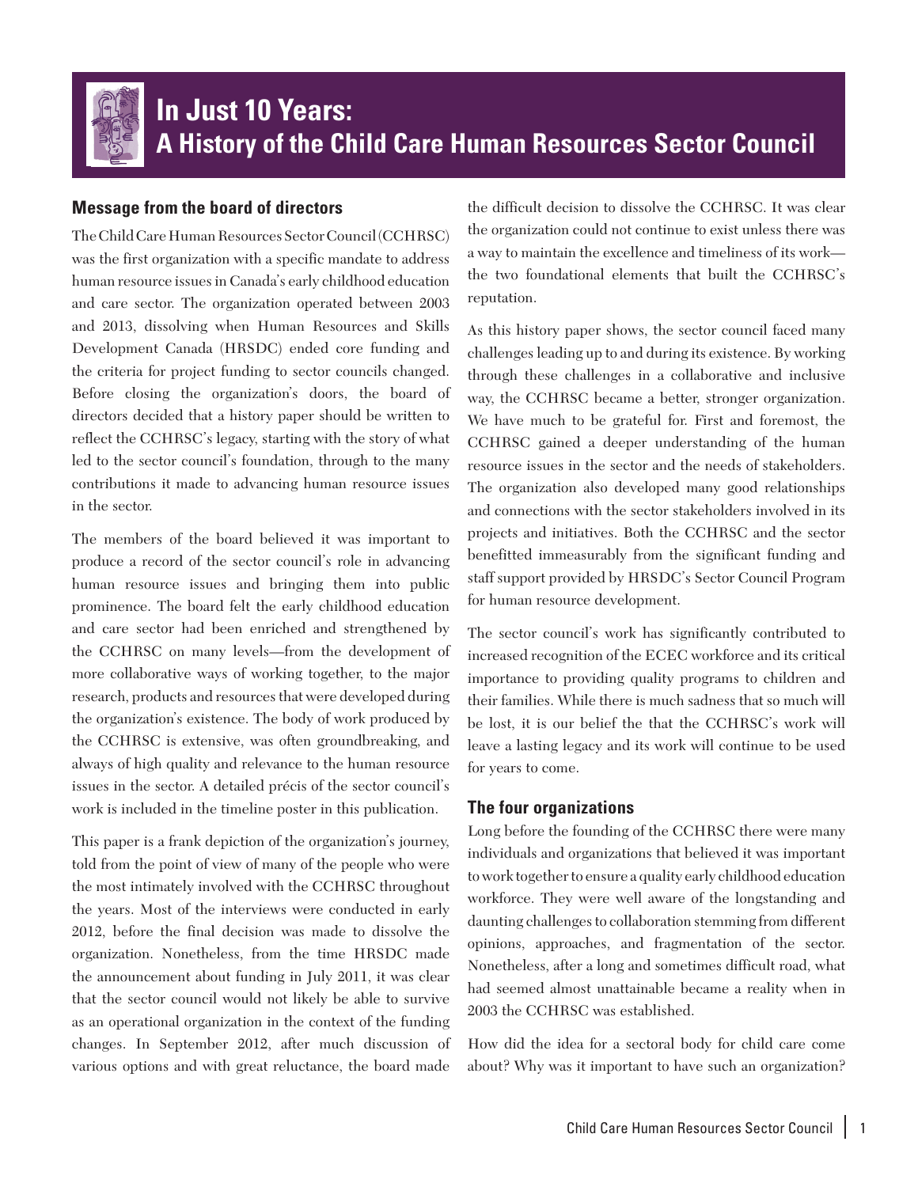# In Just 10 Years: A History of the Child Care Human Resources Sector Council

## Message from the board of directors

The Child Care Human Resources Sector Council (CCHRSC) was the first organization with a specific mandate to address human resource issues in Canada's early childhood education and care sector. The organization operated between 2003 and 2013, dissolving when Human Resources and Skills Development Canada (HRSDC) ended core funding and the criteria for project funding to sector councils changed. Before closing the organization's doors, the board of directors decided that a history paper should be written to reflect the CCHRSC's legacy, starting with the story of what led to the sector council's foundation, through to the many contributions it made to advancing human resource issues in the sector.

The members of the board believed it was important to produce a record of the sector council's role in advancing human resource issues and bringing them into public prominence. The board felt the early childhood education and care sector had been enriched and strengthened by the CCHRSC on many levels—from the development of more collaborative ways of working together, to the major research, products and resources that were developed during the organization's existence. The body of work produced by the CCHRSC is extensive, was often groundbreaking, and always of high quality and relevance to the human resource issues in the sector. A detailed précis of the sector council's work is included in the timeline poster in this publication.

This paper is a frank depiction of the organization's journey, told from the point of view of many of the people who were the most intimately involved with the CCHRSC throughout the years. Most of the interviews were conducted in early 2012, before the final decision was made to dissolve the organization. Nonetheless, from the time HRSDC made the announcement about funding in July 2011, it was clear that the sector council would not likely be able to survive as an operational organization in the context of the funding changes. In September 2012, after much discussion of various options and with great reluctance, the board made the difficult decision to dissolve the CCHRSC. It was clear the organization could not continue to exist unless there was a way to maintain the excellence and timeliness of its work—the two foundational elements that built the CCHRSC's reputation.

As this history paper shows, the sector council faced many challenges leading up to and during its existence. By working through these challenges in a collaborative and inclusive way, the CCHRSC became a better, stronger organization. We have much to be grateful for. First and foremost, the CCHRSC gained a deeper understanding of the human resource issues in the sector and the needs of stakeholders. The organization also developed many good relationships and connections with the sector stakeholders involved in its projects and initiatives. Both the CCHRSC and the sector benefitted immeasurably from the significant funding and staff support provided by HRSDC's Sector Council Program for human resource development.

The sector council's work has significantly contributed to increased recognition of the ECEC workforce and its critical importance to providing quality programs to children and their families. While there is much sadness that so much will be lost, it is our belief the that the CCHRSC's work will leave a lasting legacy and its work will continue to be used for years to come.

## The four organizations

Long before the founding of the CCHRSC there were many individuals and organizations that believed it was important to work together to ensure a quality early childhood education workforce. They were well aware of the longstanding and daunting challenges to collaboration stemming from different opinions, approaches, and fragmentation of the sector. Nonetheless, after a long and sometimes difficult road, what had seemed almost unattainable became a reality when in 2003 the CCHRSC was established.

How did the idea for a sectoral body for child care come about? Why was it important to have such an organization?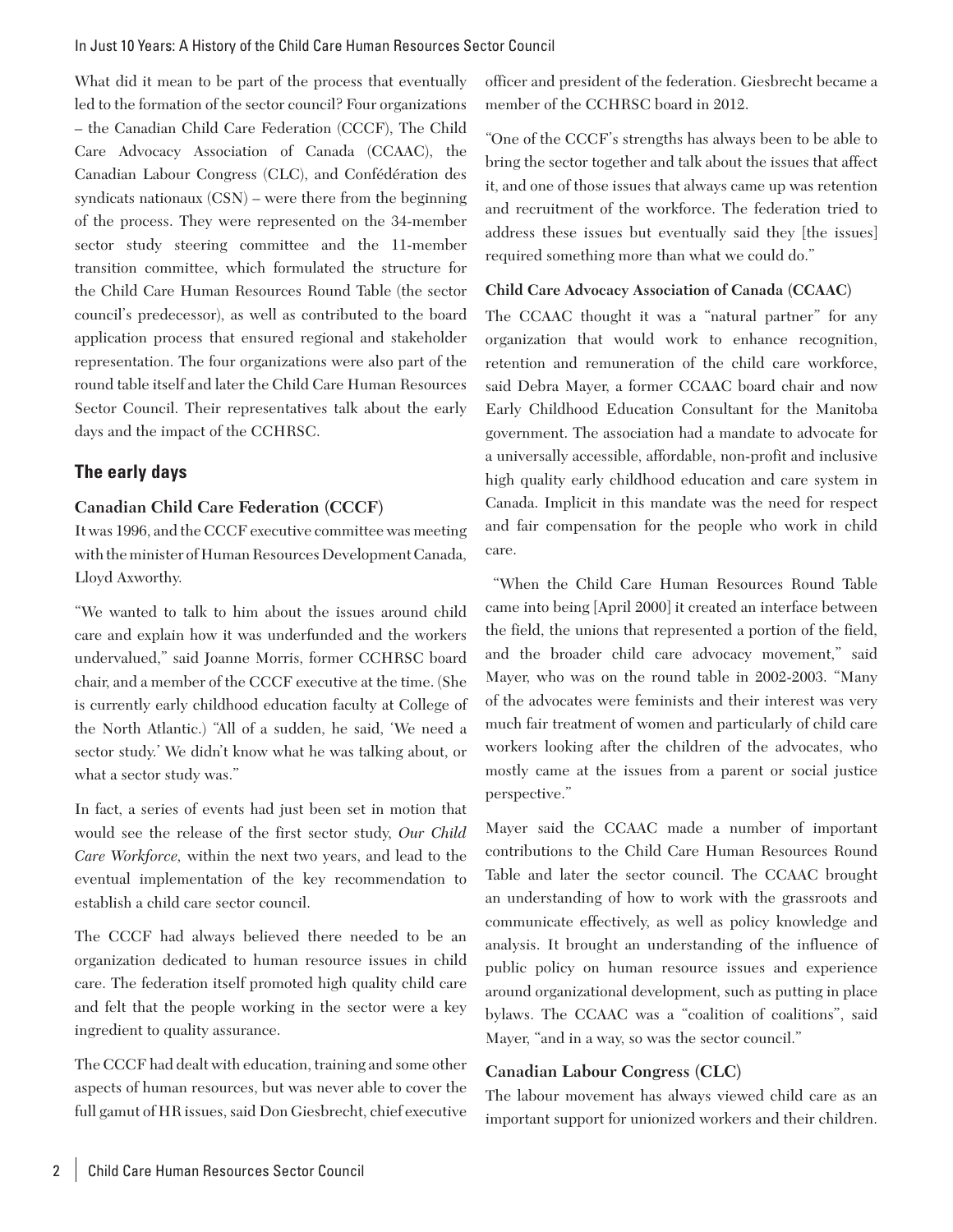What did it mean to be part of the process that eventually led to the formation of the sector council? Four organizations – the Canadian Child Care Federation (CCCF), The Child Care Advocacy Association of Canada (CCAAC), the Canadian Labour Congress (CLC), and Confédération des syndicats nationaux (CSN) – were there from the beginning of the process. They were represented on the 34-member sector study steering committee and the 11-member transition committee, which formulated the structure for the Child Care Human Resources Round Table (the sector council's predecessor), as well as contributed to the board application process that ensured regional and stakeholder representation. The four organizations were also part of the round table itself and later the Child Care Human Resources Sector Council. Their representatives talk about the early days and the impact of the CCHRSC.

## The early days

### Canadian Child Care Federation (CCCF)

It was 1996, and the CCCF executive committee was meeting with the minister of Human Resources Development Canada, Lloyd Axworthy.

"We wanted to talk to him about the issues around child care and explain how it was underfunded and the workers undervalued," said Joanne Morris, former CCHRSC board chair, and a member of the CCCF executive at the time. (She is currently early childhood education faculty at College of the North Atlantic.) "All of a sudden, he said, 'We need a sector study.' We didn't know what he was talking about, or what a sector study was."

In fact, a series of events had just been set in motion that would see the release of the first sector study, *Our Child Care Workforce*, within the next two years, and lead to the eventual implementation of the key recommendation to establish a child care sector council.

The CCCF had always believed there needed to be an organization dedicated to human resource issues in child care. The federation itself promoted high quality child care and felt that the people working in the sector were a key ingredient to quality assurance.

The CCCF had dealt with education, training and some other aspects of human resources, but was never able to cover the full gamut of HR issues, said Don Giesbrecht, chief executive officer and president of the federation. Giesbrecht became a member of the CCHRSC board in 2012.

"One of the CCCF's strengths has always been to be able to bring the sector together and talk about the issues that affect it, and one of those issues that always came up was retention and recruitment of the workforce. The federation tried to address these issues but eventually said they [the issues] required something more than what we could do."

### Child Care Advocacy Association of Canada (CCAAC)

The CCAAC thought it was a "natural partner" for any organization that would work to enhance recognition, retention and remuneration of the child care workforce, said Debra Mayer, a former CCAAC board chair and now Early Childhood Education Consultant for the Manitoba government. The association had a mandate to advocate for a universally accessible, affordable, non-profit and inclusive high quality early childhood education and care system in Canada. Implicit in this mandate was the need for respect and fair compensation for the people who work in child care.

"When the Child Care Human Resources Round Table came into being [April 2000] it created an interface between the field, the unions that represented a portion of the field, and the broader child care advocacy movement," said Mayer, who was on the round table in 2002-2003. "Many of the advocates were feminists and their interest was very much fair treatment of women and particularly of child care workers looking after the children of the advocates, who mostly came at the issues from a parent or social justice perspective."

Mayer said the CCAAC made a number of important contributions to the Child Care Human Resources Round Table and later the sector council. The CCAAC brought an understanding of how to work with the grassroots and communicate effectively, as well as policy knowledge and analysis. It brought an understanding of the influence of public policy on human resource issues and experience around organizational development, such as putting in place bylaws. The CCAAC was a "coalition of coalitions", said Mayer, "and in a way, so was the sector council."

### Canadian Labour Congress (CLC)

The labour movement has always viewed child care as an important support for unionized workers and their children.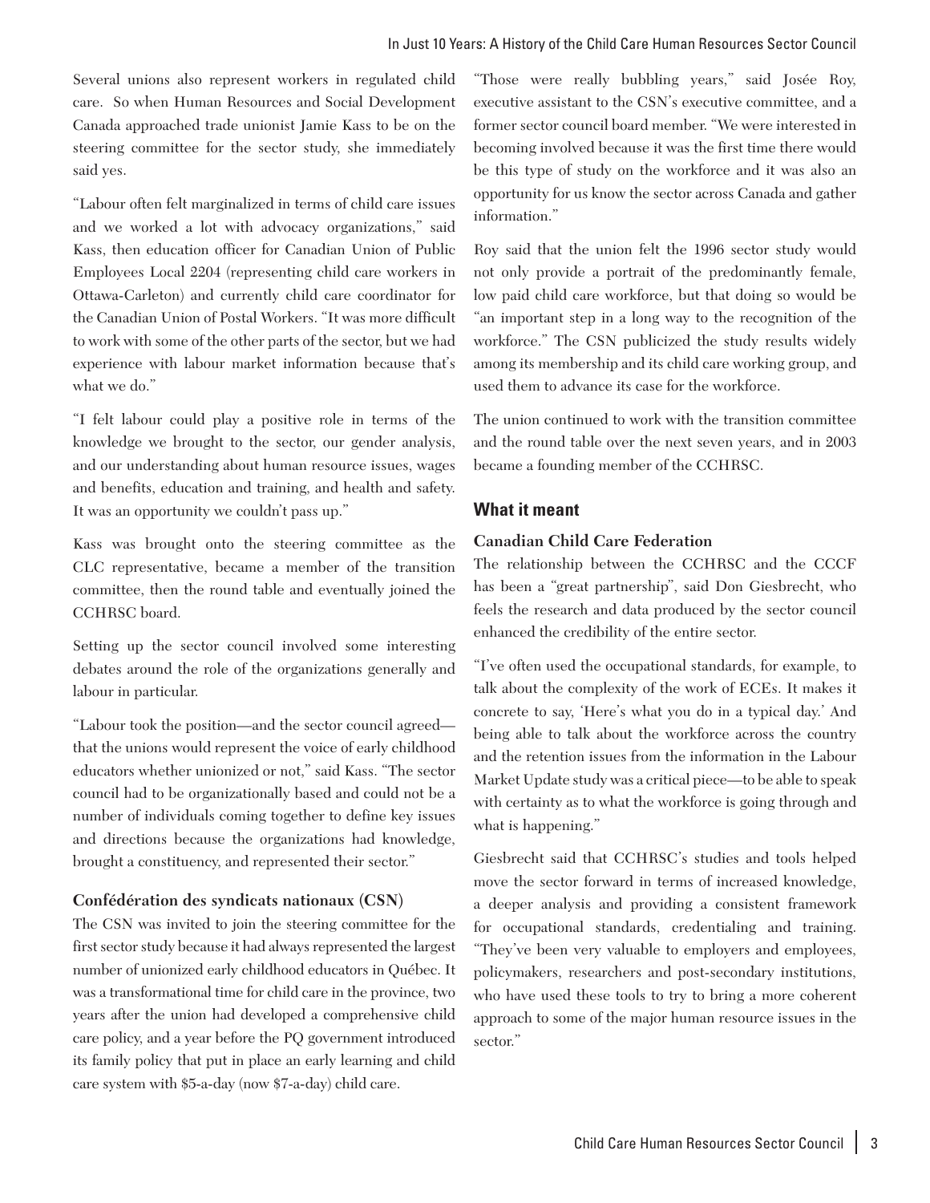Several unions also represent workers in regulated child care. So when Human Resources and Social Development Canada approached trade unionist Jamie Kass to be on the steering committee for the sector study, she immediately said yes.

"Labour often felt marginalized in terms of child care issues and we worked a lot with advocacy organizations," said Kass, then education officer for Canadian Union of Public Employees Local 2204 (representing child care workers in Ottawa-Carleton) and currently child care coordinator for the Canadian Union of Postal Workers. "It was more difficult to work with some of the other parts of the sector, but we had experience with labour market information because that's what we do."

"I felt labour could play a positive role in terms of the knowledge we brought to the sector, our gender analysis, and our understanding about human resource issues, wages and benefits, education and training, and health and safety. It was an opportunity we couldn't pass up."

Kass was brought onto the steering committee as the CLC representative, became a member of the transition committee, then the round table and eventually joined the CCHRSC board.

Setting up the sector council involved some interesting debates around the role of the organizations generally and labour in particular.

"Labour took the position—and the sector council agreed—that the unions would represent the voice of early childhood educators whether unionized or not," said Kass. "The sector council had to be organizationally based and could not be a number of individuals coming together to define key issues and directions because the organizations had knowledge, brought a constituency, and represented their sector."

**Confédération des syndicats nationaux (CSN)**

The CSN was invited to join the steering committee for the first sector study because it had always represented the largest number of unionized early childhood educators in Québec. It was a transformational time for child care in the province, two years after the union had developed a comprehensive child care policy, and a year before the PQ government introduced its family policy that put in place an early learning and child care system with $5-a-day (now $7-a-day) child care.

"Those were really bubbling years," said Josée Roy, executive assistant to the CSN's executive committee, and a former sector council board member. "We were interested in becoming involved because it was the first time there would be this type of study on the workforce and it was also an opportunity for us know the sector across Canada and gather information."

Roy said that the union felt the 1996 sector study would not only provide a portrait of the predominantly female, low paid child care workforce, but that doing so would be "an important step in a long way to the recognition of the workforce." The CSN publicized the study results widely among its membership and its child care working group, and used them to advance its case for the workforce.

The union continued to work with the transition committee and the round table over the next seven years, and in 2003 became a founding member of the CCHRSC.

## What it meant

**Canadian Child Care Federation**

The relationship between the CCHRSC and the CCCF has been a "great partnership", said Don Giesbrecht, who feels the research and data produced by the sector council enhanced the credibility of the entire sector.

"I've often used the occupational standards, for example, to talk about the complexity of the work of ECEs. It makes it concrete to say, 'Here's what you do in a typical day.' And being able to talk about the workforce across the country and the retention issues from the information in the Labour Market Update study was a critical piece—to be able to speak with certainty as to what the workforce is going through and what is happening."

Giesbrecht said that CCHRSC's studies and tools helped move the sector forward in terms of increased knowledge, a deeper analysis and providing a consistent framework for occupational standards, credentialing and training. "They've been very valuable to employers and employees, policymakers, researchers and post-secondary institutions, who have used these tools to try to bring a more coherent approach to some of the major human resource issues in the sector."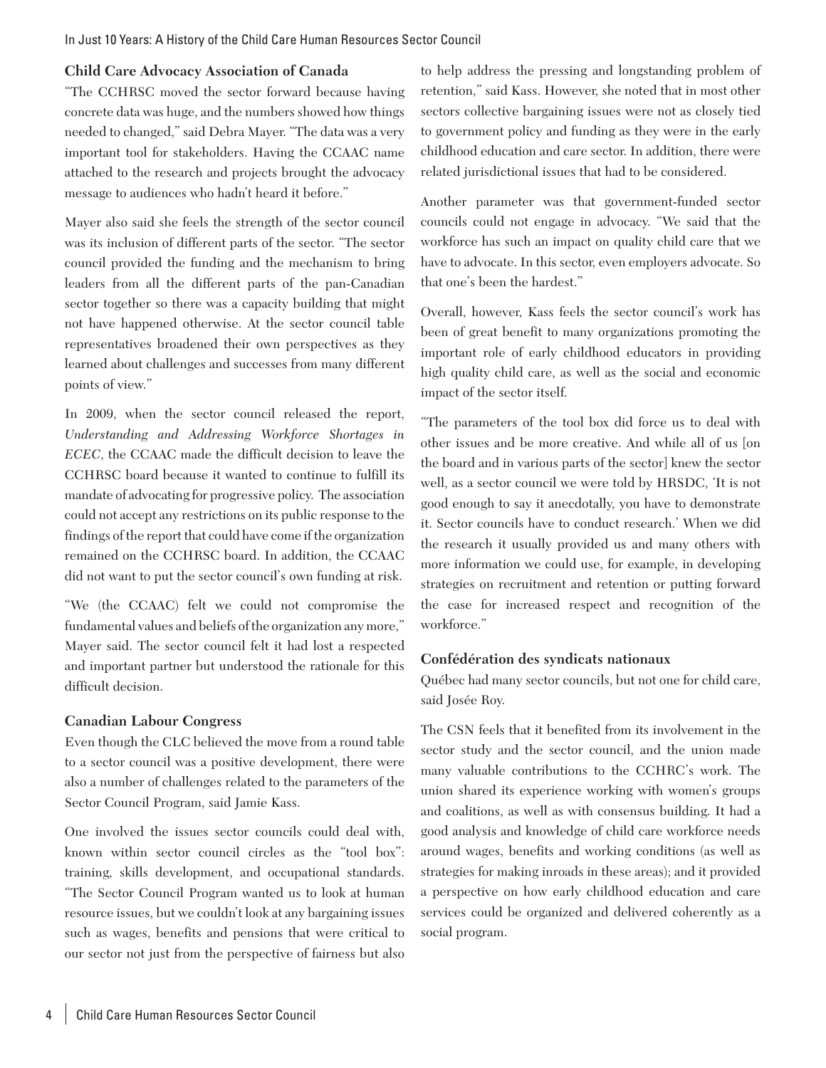### Child Care Advocacy Association of Canada

"The CCHRSC moved the sector forward because having concrete data was huge, and the numbers showed how things needed to changed," said Debra Mayer. "The data was a very important tool for stakeholders. Having the CCAAC name attached to the research and projects brought the advocacy message to audiences who hadn't heard it before."

Mayer also said she feels the strength of the sector council was its inclusion of different parts of the sector. "The sector council provided the funding and the mechanism to bring leaders from all the different parts of the pan-Canadian sector together so there was a capacity building that might not have happened otherwise. At the sector council table representatives broadened their own perspectives as they learned about challenges and successes from many different points of view."

In 2009, when the sector council released the report, *Understanding and Addressing Workforce Shortages in ECEC*, the CCAAC made the difficult decision to leave the CCHRSC board because it wanted to continue to fulfill its mandate of advocating for progressive policy. The association could not accept any restrictions on its public response to the findings of the report that could have come if the organization remained on the CCHRSC board. In addition, the CCAAC did not want to put the sector council's own funding at risk.

"We (the CCAAC) felt we could not compromise the fundamental values and beliefs of the organization any more," Mayer said. The sector council felt it had lost a respected and important partner but understood the rationale for this difficult decision.

### Canadian Labour Congress

Even though the CLC believed the move from a round table to a sector council was a positive development, there were also a number of challenges related to the parameters of the Sector Council Program, said Jamie Kass.

One involved the issues sector councils could deal with, known within sector council circles as the "tool box": training, skills development, and occupational standards. "The Sector Council Program wanted us to look at human resource issues, but we couldn't look at any bargaining issues such as wages, benefits and pensions that were critical to our sector not just from the perspective of fairness but also to help address the pressing and longstanding problem of retention," said Kass. However, she noted that in most other sectors collective bargaining issues were not as closely tied to government policy and funding as they were in the early childhood education and care sector. In addition, there were related jurisdictional issues that had to be considered.

Another parameter was that government-funded sector councils could not engage in advocacy. "We said that the workforce has such an impact on quality child care that we have to advocate. In this sector, even employers advocate. So that one's been the hardest."

Overall, however, Kass feels the sector council's work has been of great benefit to many organizations promoting the important role of early childhood educators in providing high quality child care, as well as the social and economic impact of the sector itself.

"The parameters of the tool box did force us to deal with other issues and be more creative. And while all of us [on the board and in various parts of the sector] knew the sector well, as a sector council we were told by HRSDC, 'It is not good enough to say it anecdotally, you have to demonstrate it. Sector councils have to conduct research.' When we did the research it usually provided us and many others with more information we could use, for example, in developing strategies on recruitment and retention or putting forward the case for increased respect and recognition of the workforce."

### Confédération des syndicats nationaux

Québec had many sector councils, but not one for child care, said Josée Roy.

The CSN feels that it benefited from its involvement in the sector study and the sector council, and the union made many valuable contributions to the CCHRC's work. The union shared its experience working with women's groups and coalitions, as well as with consensus building. It had a good analysis and knowledge of child care workforce needs around wages, benefits and working conditions (as well as strategies for making inroads in these areas); and it provided a perspective on how early childhood education and care services could be organized and delivered coherently as a social program.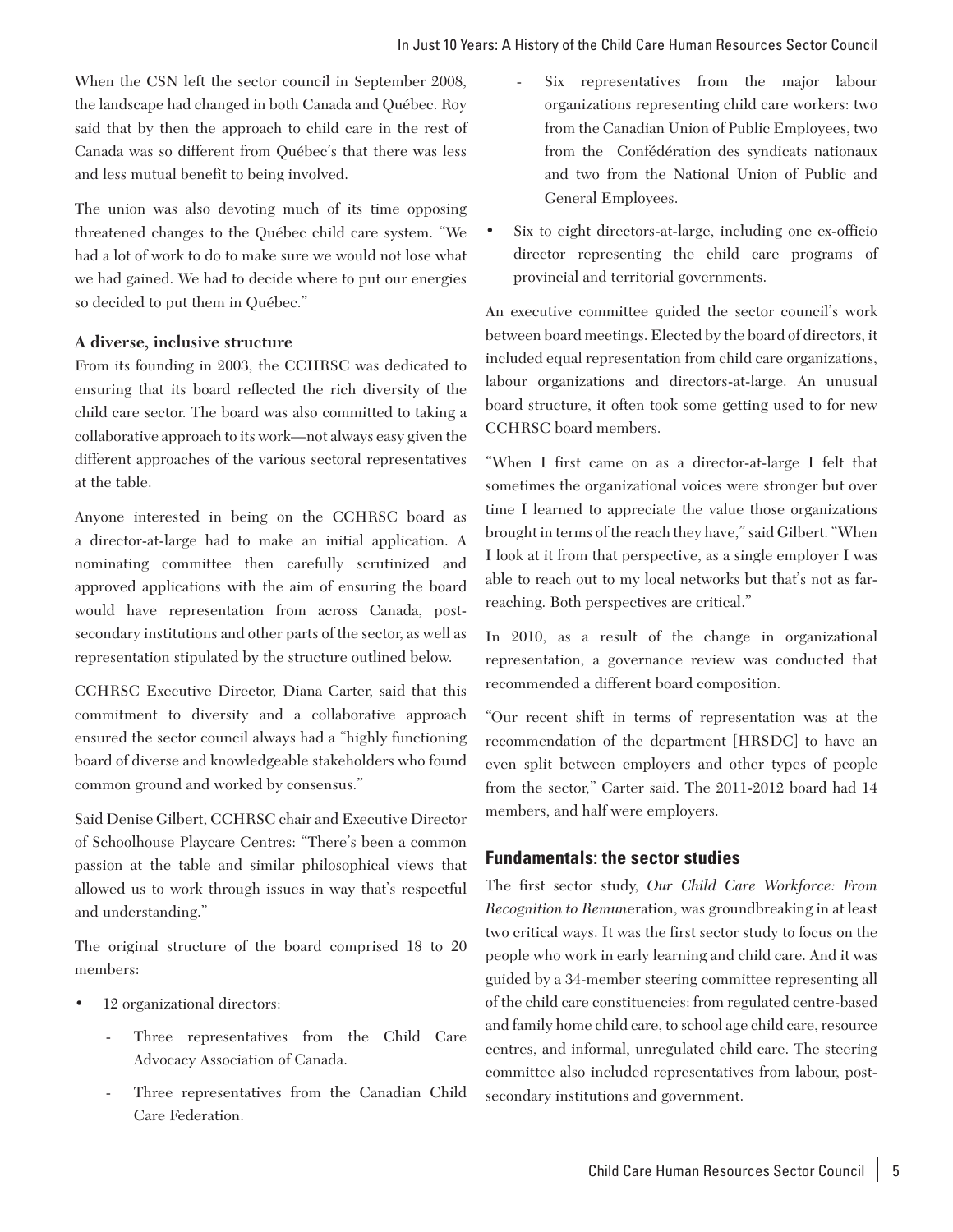When the CSN left the sector council in September 2008, the landscape had changed in both Canada and Québec. Roy said that by then the approach to child care in the rest of Canada was so different from Québec's that there was less and less mutual benefit to being involved.

The union was also devoting much of its time opposing threatened changes to the Québec child care system. "We had a lot of work to do to make sure we would not lose what we had gained. We had to decide where to put our energies so decided to put them in Québec."

**A diverse, inclusive structure**

From its founding in 2003, the CCHRSC was dedicated to ensuring that its board reflected the rich diversity of the child care sector. The board was also committed to taking a collaborative approach to its work—not always easy given the different approaches of the various sectoral representatives at the table.

Anyone interested in being on the CCHRSC board as a director-at-large had to make an initial application. A nominating committee then carefully scrutinized and approved applications with the aim of ensuring the board would have representation from across Canada, post-secondary institutions and other parts of the sector, as well as representation stipulated by the structure outlined below.

CCHRSC Executive Director, Diana Carter, said that this commitment to diversity and a collaborative approach ensured the sector council always had a "highly functioning board of diverse and knowledgeable stakeholders who found common ground and worked by consensus."

Said Denise Gilbert, CCHRSC chair and Executive Director of Schoolhouse Playcare Centres: "There's been a common passion at the table and similar philosophical views that allowed us to work through issues in way that's respectful and understanding."

The original structure of the board comprised 18 to 20 members:

- 12 organizational directors:
  - Three representatives from the Child Care Advocacy Association of Canada.
  - Three representatives from the Canadian Child Care Federation.
  - Six representatives from the major labour organizations representing child care workers: two from the Canadian Union of Public Employees, two from the Confédération des syndicats nationaux and two from the National Union of Public and General Employees.
- Six to eight directors-at-large, including one ex-officio director representing the child care programs of provincial and territorial governments.

An executive committee guided the sector council's work between board meetings. Elected by the board of directors, it included equal representation from child care organizations, labour organizations and directors-at-large. An unusual board structure, it often took some getting used to for new CCHRSC board members.

"When I first came on as a director-at-large I felt that sometimes the organizational voices were stronger but over time I learned to appreciate the value those organizations brought in terms of the reach they have," said Gilbert. "When I look at it from that perspective, as a single employer I was able to reach out to my local networks but that's not as far-reaching. Both perspectives are critical."

In 2010, as a result of the change in organizational representation, a governance review was conducted that recommended a different board composition.

"Our recent shift in terms of representation was at the recommendation of the department [HRSDC] to have an even split between employers and other types of people from the sector," Carter said. The 2011-2012 board had 14 members, and half were employers.

## Fundamentals: the sector studies

The first sector study, *Our Child Care Workforce: From Recognition to Remun*eration, was groundbreaking in at least two critical ways. It was the first sector study to focus on the people who work in early learning and child care. And it was guided by a 34-member steering committee representing all of the child care constituencies: from regulated centre-based and family home child care, to school age child care, resource centres, and informal, unregulated child care. The steering committee also included representatives from labour, post-secondary institutions and government.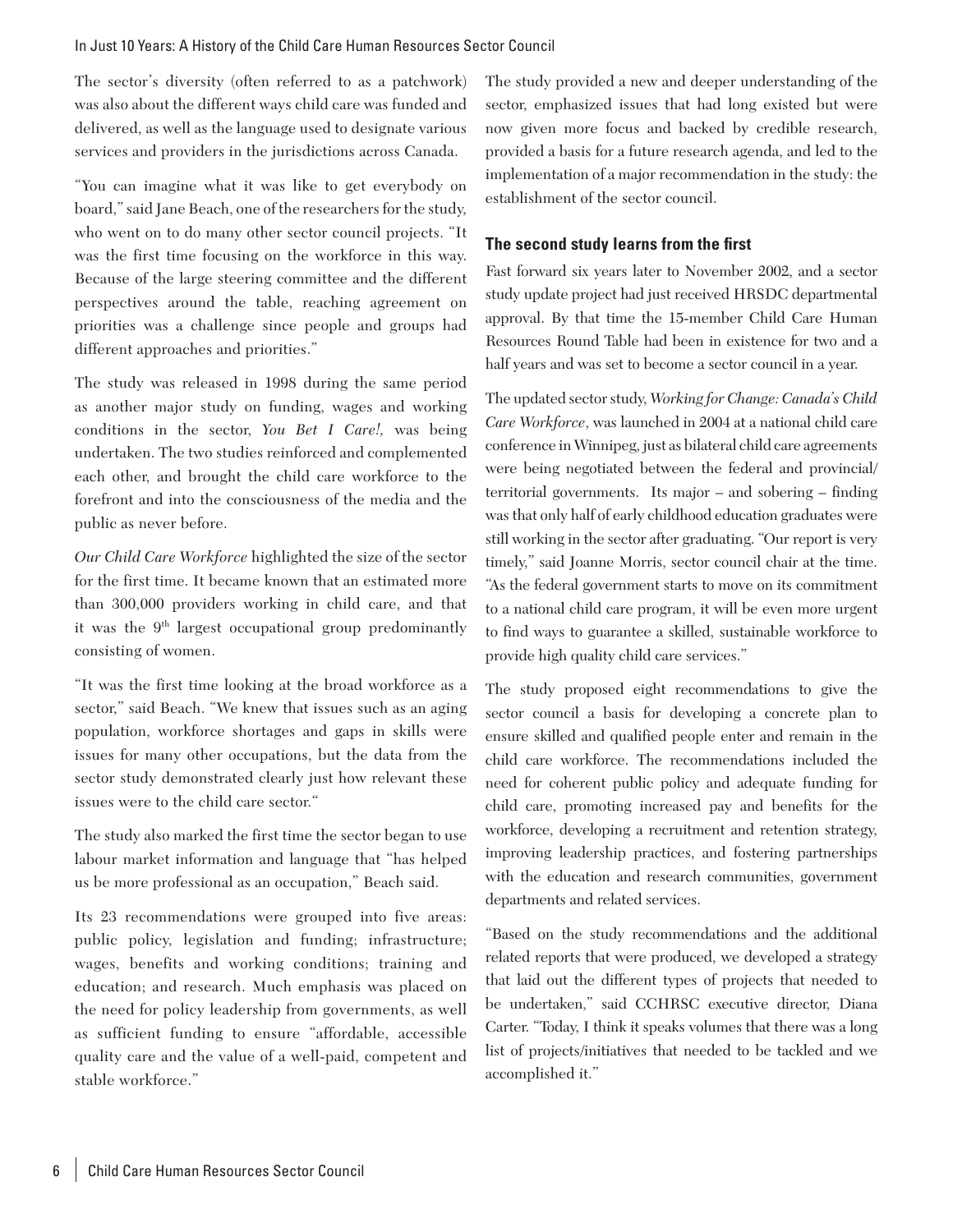The sector's diversity (often referred to as a patchwork) was also about the different ways child care was funded and delivered, as well as the language used to designate various services and providers in the jurisdictions across Canada.

"You can imagine what it was like to get everybody on board," said Jane Beach, one of the researchers for the study, who went on to do many other sector council projects. "It was the first time focusing on the workforce in this way. Because of the large steering committee and the different perspectives around the table, reaching agreement on priorities was a challenge since people and groups had different approaches and priorities."

The study was released in 1998 during the same period as another major study on funding, wages and working conditions in the sector, *You Bet I Care!*, was being undertaken. The two studies reinforced and complemented each other, and brought the child care workforce to the forefront and into the consciousness of the media and the public as never before.

*Our Child Care Workforce* highlighted the size of the sector for the first time. It became known that an estimated more than 300,000 providers working in child care, and that it was the 9th largest occupational group predominantly consisting of women.

"It was the first time looking at the broad workforce as a sector," said Beach. "We knew that issues such as an aging population, workforce shortages and gaps in skills were issues for many other occupations, but the data from the sector study demonstrated clearly just how relevant these issues were to the child care sector."

The study also marked the first time the sector began to use labour market information and language that "has helped us be more professional as an occupation," Beach said.

Its 23 recommendations were grouped into five areas: public policy, legislation and funding; infrastructure; wages, benefits and working conditions; training and education; and research. Much emphasis was placed on the need for policy leadership from governments, as well as sufficient funding to ensure "affordable, accessible quality care and the value of a well-paid, competent and stable workforce."

The study provided a new and deeper understanding of the sector, emphasized issues that had long existed but were now given more focus and backed by credible research, provided a basis for a future research agenda, and led to the implementation of a major recommendation in the study: the establishment of the sector council.

### The second study learns from the first

Fast forward six years later to November 2002, and a sector study update project had just received HRSDC departmental approval. By that time the 15-member Child Care Human Resources Round Table had been in existence for two and a half years and was set to become a sector council in a year.

The updated sector study, *Working for Change: Canada's Child Care Workforce*, was launched in 2004 at a national child care conference in Winnipeg, just as bilateral child care agreements were being negotiated between the federal and provincial/territorial governments. Its major – and sobering – finding was that only half of early childhood education graduates were still working in the sector after graduating. "Our report is very timely," said Joanne Morris, sector council chair at the time. "As the federal government starts to move on its commitment to a national child care program, it will be even more urgent to find ways to guarantee a skilled, sustainable workforce to provide high quality child care services."

The study proposed eight recommendations to give the sector council a basis for developing a concrete plan to ensure skilled and qualified people enter and remain in the child care workforce. The recommendations included the need for coherent public policy and adequate funding for child care, promoting increased pay and benefits for the workforce, developing a recruitment and retention strategy, improving leadership practices, and fostering partnerships with the education and research communities, government departments and related services.

"Based on the study recommendations and the additional related reports that were produced, we developed a strategy that laid out the different types of projects that needed to be undertaken," said CCHRSC executive director, Diana Carter. "Today, I think it speaks volumes that there was a long list of projects/initiatives that needed to be tackled and we accomplished it."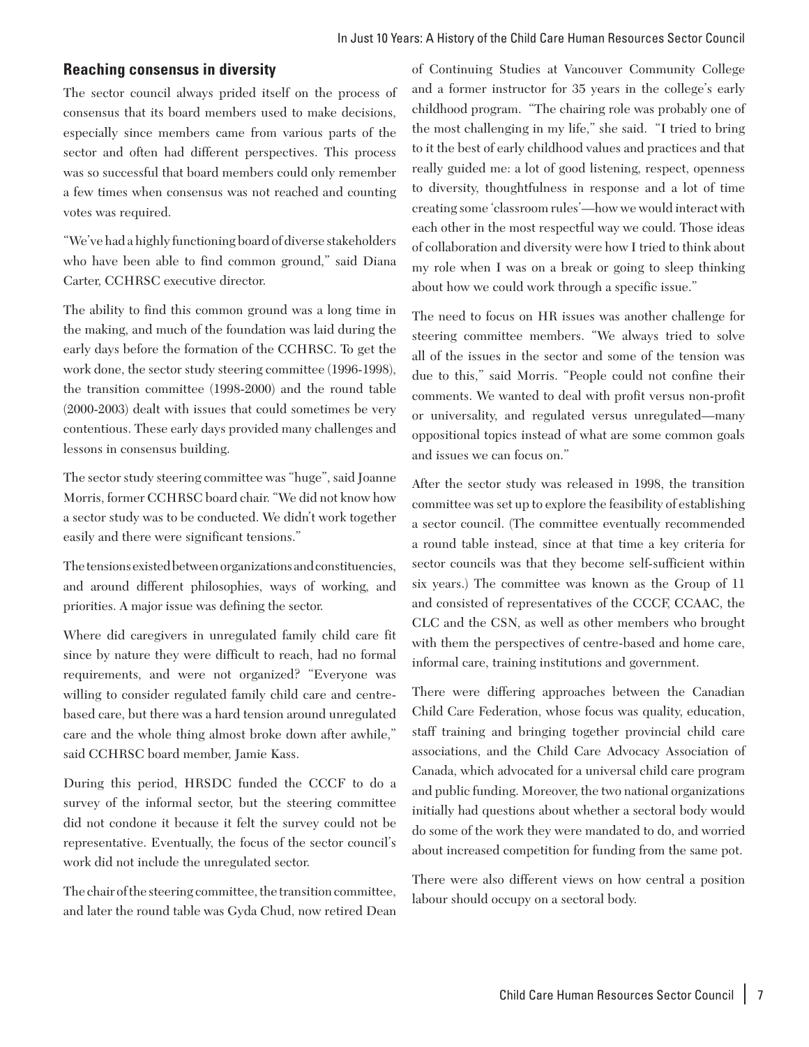## Reaching consensus in diversity

The sector council always prided itself on the process of consensus that its board members used to make decisions, especially since members came from various parts of the sector and often had different perspectives. This process was so successful that board members could only remember a few times when consensus was not reached and counting votes was required.

"We've had a highly functioning board of diverse stakeholders who have been able to find common ground," said Diana Carter, CCHRSC executive director.

The ability to find this common ground was a long time in the making, and much of the foundation was laid during the early days before the formation of the CCHRSC. To get the work done, the sector study steering committee (1996-1998), the transition committee (1998-2000) and the round table (2000-2003) dealt with issues that could sometimes be very contentious. These early days provided many challenges and lessons in consensus building.

The sector study steering committee was "huge", said Joanne Morris, former CCHRSC board chair. "We did not know how a sector study was to be conducted. We didn't work together easily and there were significant tensions."

The tensions existed between organizations and constituencies, and around different philosophies, ways of working, and priorities. A major issue was defining the sector.

Where did caregivers in unregulated family child care fit since by nature they were difficult to reach, had no formal requirements, and were not organized? "Everyone was willing to consider regulated family child care and centre-based care, but there was a hard tension around unregulated care and the whole thing almost broke down after awhile," said CCHRSC board member, Jamie Kass.

During this period, HRSDC funded the CCCF to do a survey of the informal sector, but the steering committee did not condone it because it felt the survey could not be representative. Eventually, the focus of the sector council's work did not include the unregulated sector.

The chair of the steering committee, the transition committee, and later the round table was Gyda Chud, now retired Dean of Continuing Studies at Vancouver Community College and a former instructor for 35 years in the college's early childhood program. "The chairing role was probably one of the most challenging in my life," she said. "I tried to bring to it the best of early childhood values and practices and that really guided me: a lot of good listening, respect, openness to diversity, thoughtfulness in response and a lot of time creating some 'classroom rules'—how we would interact with each other in the most respectful way we could. Those ideas of collaboration and diversity were how I tried to think about my role when I was on a break or going to sleep thinking about how we could work through a specific issue."

The need to focus on HR issues was another challenge for steering committee members. "We always tried to solve all of the issues in the sector and some of the tension was due to this," said Morris. "People could not confine their comments. We wanted to deal with profit versus non-profit or universality, and regulated versus unregulated—many oppositional topics instead of what are some common goals and issues we can focus on."

After the sector study was released in 1998, the transition committee was set up to explore the feasibility of establishing a sector council. (The committee eventually recommended a round table instead, since at that time a key criteria for sector councils was that they become self-sufficient within six years.) The committee was known as the Group of 11 and consisted of representatives of the CCCF, CCAAC, the CLC and the CSN, as well as other members who brought with them the perspectives of centre-based and home care, informal care, training institutions and government.

There were differing approaches between the Canadian Child Care Federation, whose focus was quality, education, staff training and bringing together provincial child care associations, and the Child Care Advocacy Association of Canada, which advocated for a universal child care program and public funding. Moreover, the two national organizations initially had questions about whether a sectoral body would do some of the work they were mandated to do, and worried about increased competition for funding from the same pot.

There were also different views on how central a position labour should occupy on a sectoral body.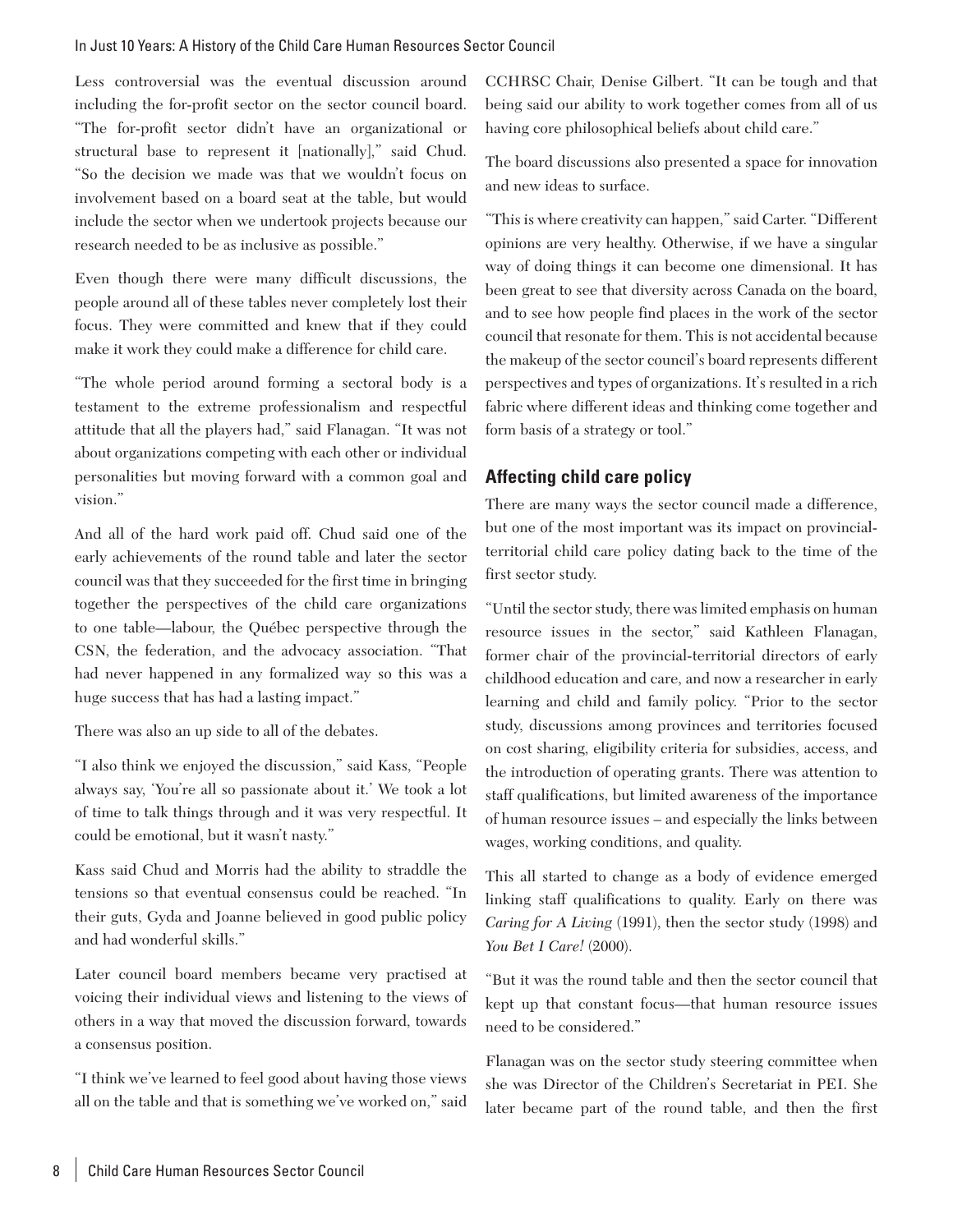Less controversial was the eventual discussion around including the for-profit sector on the sector council board. "The for-profit sector didn't have an organizational or structural base to represent it [nationally]," said Chud. "So the decision we made was that we wouldn't focus on involvement based on a board seat at the table, but would include the sector when we undertook projects because our research needed to be as inclusive as possible."

Even though there were many difficult discussions, the people around all of these tables never completely lost their focus. They were committed and knew that if they could make it work they could make a difference for child care.

"The whole period around forming a sectoral body is a testament to the extreme professionalism and respectful attitude that all the players had," said Flanagan. "It was not about organizations competing with each other or individual personalities but moving forward with a common goal and vision."

And all of the hard work paid off. Chud said one of the early achievements of the round table and later the sector council was that they succeeded for the first time in bringing together the perspectives of the child care organizations to one table—labour, the Québec perspective through the CSN, the federation, and the advocacy association. "That had never happened in any formalized way so this was a huge success that has had a lasting impact."

There was also an up side to all of the debates.

"I also think we enjoyed the discussion," said Kass, "People always say, 'You're all so passionate about it.' We took a lot of time to talk things through and it was very respectful. It could be emotional, but it wasn't nasty."

Kass said Chud and Morris had the ability to straddle the tensions so that eventual consensus could be reached. "In their guts, Gyda and Joanne believed in good public policy and had wonderful skills."

Later council board members became very practised at voicing their individual views and listening to the views of others in a way that moved the discussion forward, towards a consensus position.

"I think we've learned to feel good about having those views all on the table and that is something we've worked on," said CCHRSC Chair, Denise Gilbert. "It can be tough and that being said our ability to work together comes from all of us having core philosophical beliefs about child care."

The board discussions also presented a space for innovation and new ideas to surface.

"This is where creativity can happen," said Carter. "Different opinions are very healthy. Otherwise, if we have a singular way of doing things it can become one dimensional. It has been great to see that diversity across Canada on the board, and to see how people find places in the work of the sector council that resonate for them. This is not accidental because the makeup of the sector council's board represents different perspectives and types of organizations. It's resulted in a rich fabric where different ideas and thinking come together and form basis of a strategy or tool."

## Affecting child care policy

There are many ways the sector council made a difference, but one of the most important was its impact on provincial-territorial child care policy dating back to the time of the first sector study.

"Until the sector study, there was limited emphasis on human resource issues in the sector," said Kathleen Flanagan, former chair of the provincial-territorial directors of early childhood education and care, and now a researcher in early learning and child and family policy. "Prior to the sector study, discussions among provinces and territories focused on cost sharing, eligibility criteria for subsidies, access, and the introduction of operating grants. There was attention to staff qualifications, but limited awareness of the importance of human resource issues – and especially the links between wages, working conditions, and quality.

This all started to change as a body of evidence emerged linking staff qualifications to quality. Early on there was *Caring for A Living* (1991), then the sector study (1998) and *You Bet I Care!* (2000).

"But it was the round table and then the sector council that kept up that constant focus—that human resource issues need to be considered."

Flanagan was on the sector study steering committee when she was Director of the Children's Secretariat in PEI. She later became part of the round table, and then the first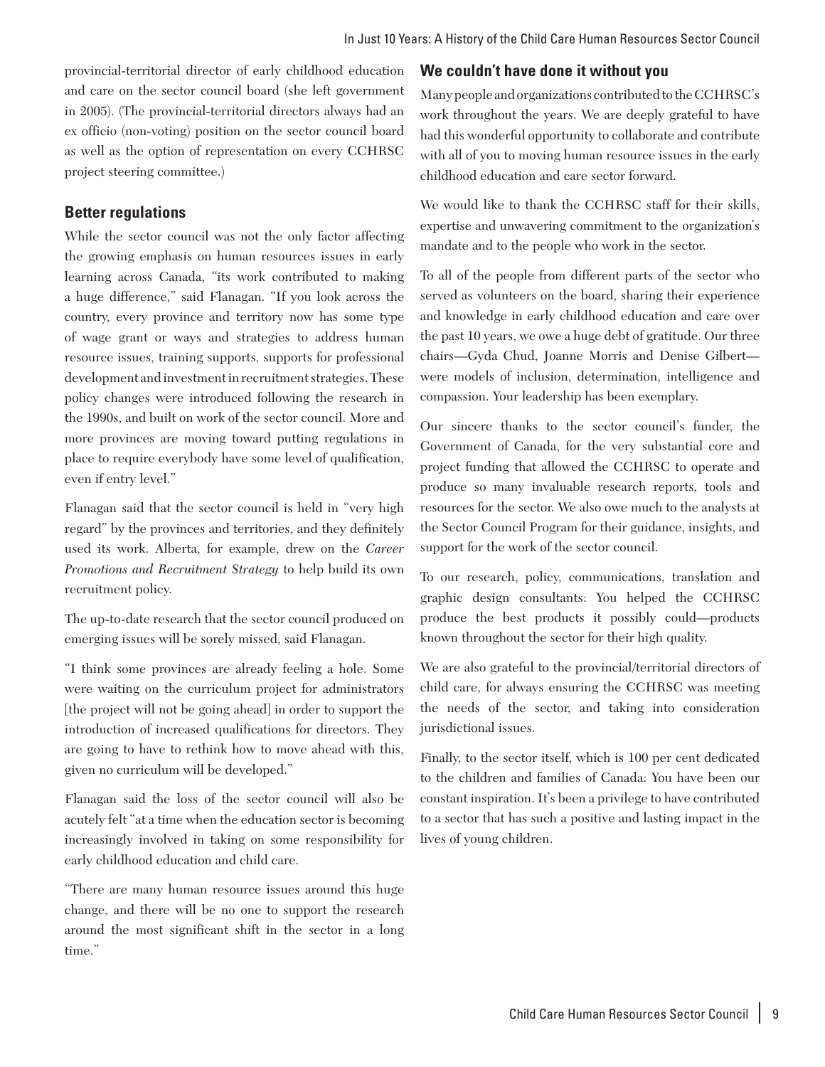provincial-territorial director of early childhood education and care on the sector council board (she left government in 2005). (The provincial-territorial directors always had an ex officio (non-voting) position on the sector council board as well as the option of representation on every CCHRSC project steering committee.)

## Better regulations

While the sector council was not the only factor affecting the growing emphasis on human resources issues in early learning across Canada, "its work contributed to making a huge difference," said Flanagan. "If you look across the country, every province and territory now has some type of wage grant or ways and strategies to address human resource issues, training supports, supports for professional development and investment in recruitment strategies. These policy changes were introduced following the research in the 1990s, and built on work of the sector council. More and more provinces are moving toward putting regulations in place to require everybody have some level of qualification, even if entry level."

Flanagan said that the sector council is held in "very high regard" by the provinces and territories, and they definitely used its work. Alberta, for example, drew on the *Career Promotions and Recruitment Strategy* to help build its own recruitment policy.

The up-to-date research that the sector council produced on emerging issues will be sorely missed, said Flanagan.

"I think some provinces are already feeling a hole. Some were waiting on the curriculum project for administrators [the project will not be going ahead] in order to support the introduction of increased qualifications for directors. They are going to have to rethink how to move ahead with this, given no curriculum will be developed."

Flanagan said the loss of the sector council will also be acutely felt "at a time when the education sector is becoming increasingly involved in taking on some responsibility for early childhood education and child care.

"There are many human resource issues around this huge change, and there will be no one to support the research around the most significant shift in the sector in a long time."

## We couldn't have done it without you

Many people and organizations contributed to the CCHRSC's work throughout the years. We are deeply grateful to have had this wonderful opportunity to collaborate and contribute with all of you to moving human resource issues in the early childhood education and care sector forward.

We would like to thank the CCHRSC staff for their skills, expertise and unwavering commitment to the organization's mandate and to the people who work in the sector.

To all of the people from different parts of the sector who served as volunteers on the board, sharing their experience and knowledge in early childhood education and care over the past 10 years, we owe a huge debt of gratitude. Our three chairs—Gyda Chud, Joanne Morris and Denise Gilbert—were models of inclusion, determination, intelligence and compassion. Your leadership has been exemplary.

Our sincere thanks to the sector council's funder, the Government of Canada, for the very substantial core and project funding that allowed the CCHRSC to operate and produce so many invaluable research reports, tools and resources for the sector. We also owe much to the analysts at the Sector Council Program for their guidance, insights, and support for the work of the sector council.

To our research, policy, communications, translation and graphic design consultants: You helped the CCHRSC produce the best products it possibly could—products known throughout the sector for their high quality.

We are also grateful to the provincial/territorial directors of child care, for always ensuring the CCHRSC was meeting the needs of the sector, and taking into consideration jurisdictional issues.

Finally, to the sector itself, which is 100 per cent dedicated to the children and families of Canada: You have been our constant inspiration. It's been a privilege to have contributed to a sector that has such a positive and lasting impact in the lives of young children.